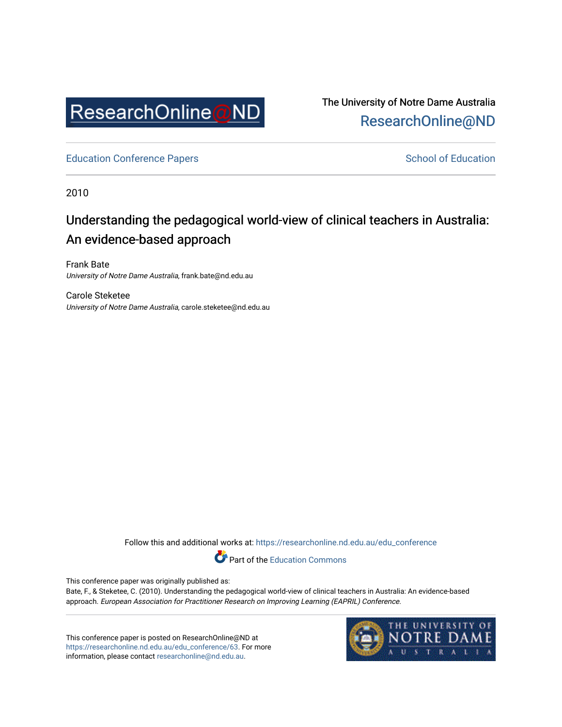The University of Notre Dame Australia
ResearchOnline@ND

Education Conference Papers

School of Education

2010

# Understanding the pedagogical world-view of clinical teachers in Australia: An evidence-based approach

Frank Bate
*University of Notre Dame Australia*, frank.bate@nd.edu.au

Carole Steketee
*University of Notre Dame Australia*, carole.steketee@nd.edu.au

Follow this and additional works at: https://researchonline.nd.edu.au/edu_conference

Part of the Education Commons

This conference paper was originally published as:
Bate, F., & Steketee, C. (2010). Understanding the pedagogical world-view of clinical teachers in Australia: An evidence-based approach. *European Association for Practitioner Research on Improving Learning (EAPRIL) Conference*.

This conference paper is posted on ResearchOnline@ND at https://researchonline.nd.edu.au/edu_conference/63. For more information, please contact researchonline@nd.edu.au.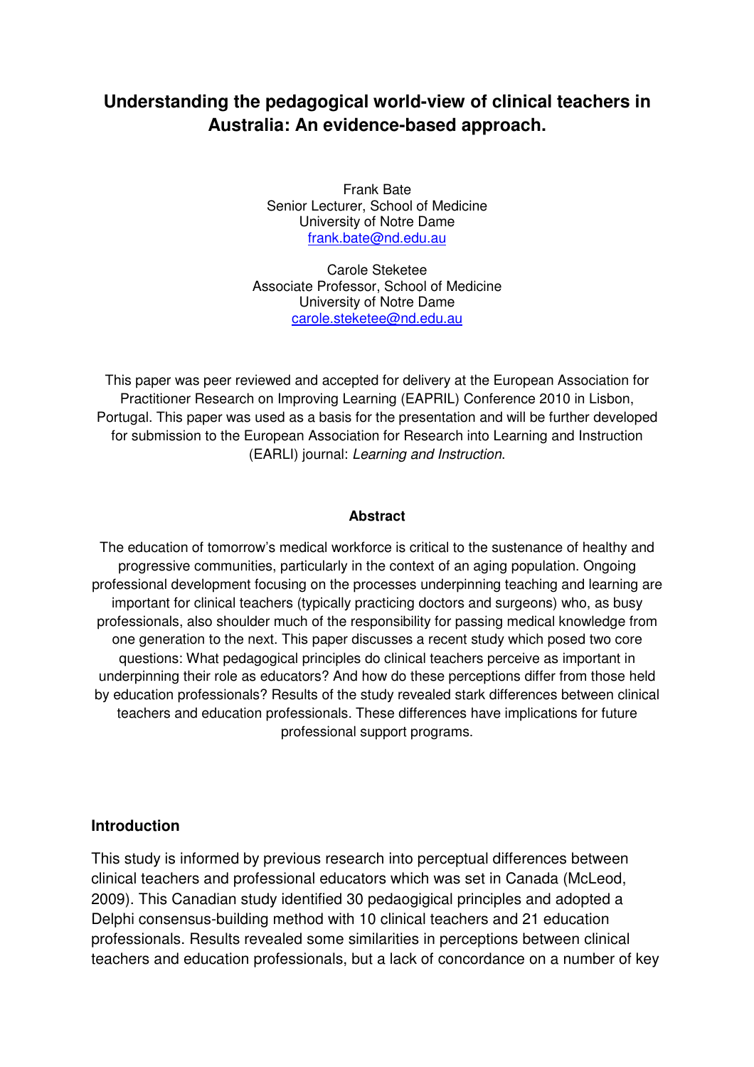# Understanding the pedagogical world-view of clinical teachers in Australia: An evidence-based approach.

Frank Bate  
Senior Lecturer, School of Medicine  
University of Notre Dame  
frank.bate@nd.edu.au

Carole Steketee  
Associate Professor, School of Medicine  
University of Notre Dame  
carole.steketee@nd.edu.au

This paper was peer reviewed and accepted for delivery at the European Association for Practitioner Research on Improving Learning (EAPRIL) Conference 2010 in Lisbon, Portugal. This paper was used as a basis for the presentation and will be further developed for submission to the European Association for Research into Learning and Instruction (EARLI) journal: *Learning and Instruction*.

**Abstract**

The education of tomorrow's medical workforce is critical to the sustenance of healthy and progressive communities, particularly in the context of an aging population. Ongoing professional development focusing on the processes underpinning teaching and learning are important for clinical teachers (typically practicing doctors and surgeons) who, as busy professionals, also shoulder much of the responsibility for passing medical knowledge from one generation to the next. This paper discusses a recent study which posed two core questions: What pedagogical principles do clinical teachers perceive as important in underpinning their role as educators? And how do these perceptions differ from those held by education professionals? Results of the study revealed stark differences between clinical teachers and education professionals. These differences have implications for future professional support programs.

## Introduction

This study is informed by previous research into perceptual differences between clinical teachers and professional educators which was set in Canada (McLeod, 2009). This Canadian study identified 30 pedaogigical principles and adopted a Delphi consensus-building method with 10 clinical teachers and 21 education professionals. Results revealed some similarities in perceptions between clinical teachers and education professionals, but a lack of concordance on a number of key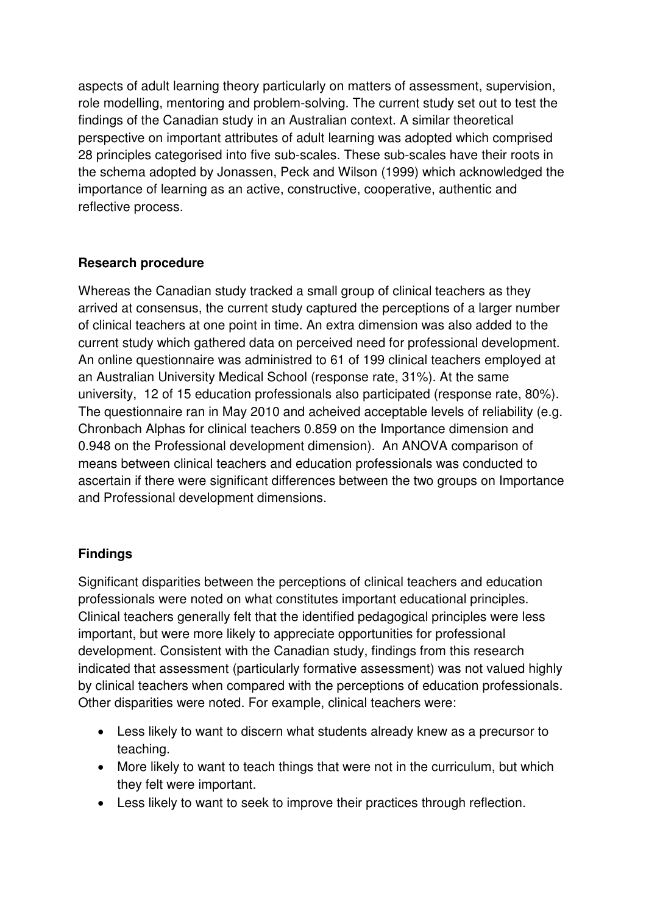aspects of adult learning theory particularly on matters of assessment, supervision, role modelling, mentoring and problem-solving. The current study set out to test the findings of the Canadian study in an Australian context. A similar theoretical perspective on important attributes of adult learning was adopted which comprised 28 principles categorised into five sub-scales. These sub-scales have their roots in the schema adopted by Jonassen, Peck and Wilson (1999) which acknowledged the importance of learning as an active, constructive, cooperative, authentic and reflective process.

**Research procedure**

Whereas the Canadian study tracked a small group of clinical teachers as they arrived at consensus, the current study captured the perceptions of a larger number of clinical teachers at one point in time. An extra dimension was also added to the current study which gathered data on perceived need for professional development. An online questionnaire was administred to 61 of 199 clinical teachers employed at an Australian University Medical School (response rate, 31%). At the same university, 12 of 15 education professionals also participated (response rate, 80%). The questionnaire ran in May 2010 and acheived acceptable levels of reliability (e.g. Chronbach Alphas for clinical teachers 0.859 on the Importance dimension and 0.948 on the Professional development dimension). An ANOVA comparison of means between clinical teachers and education professionals was conducted to ascertain if there were significant differences between the two groups on Importance and Professional development dimensions.

**Findings**

Significant disparities between the perceptions of clinical teachers and education professionals were noted on what constitutes important educational principles. Clinical teachers generally felt that the identified pedagogical principles were less important, but were more likely to appreciate opportunities for professional development. Consistent with the Canadian study, findings from this research indicated that assessment (particularly formative assessment) was not valued highly by clinical teachers when compared with the perceptions of education professionals. Other disparities were noted. For example, clinical teachers were:

- Less likely to want to discern what students already knew as a precursor to teaching.
- More likely to want to teach things that were not in the curriculum, but which they felt were important.
- Less likely to want to seek to improve their practices through reflection.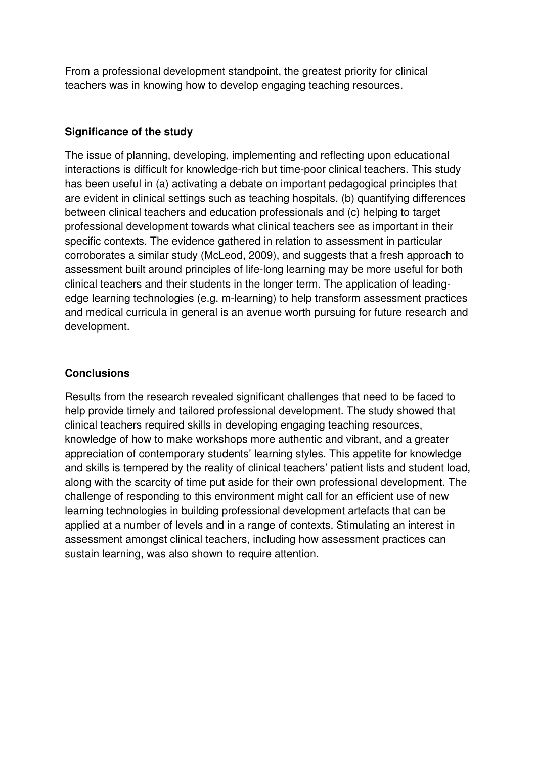From a professional development standpoint, the greatest priority for clinical teachers was in knowing how to develop engaging teaching resources.

## Significance of the study

The issue of planning, developing, implementing and reflecting upon educational interactions is difficult for knowledge-rich but time-poor clinical teachers. This study has been useful in (a) activating a debate on important pedagogical principles that are evident in clinical settings such as teaching hospitals, (b) quantifying differences between clinical teachers and education professionals and (c) helping to target professional development towards what clinical teachers see as important in their specific contexts. The evidence gathered in relation to assessment in particular corroborates a similar study (McLeod, 2009), and suggests that a fresh approach to assessment built around principles of life-long learning may be more useful for both clinical teachers and their students in the longer term. The application of leading-edge learning technologies (e.g. m-learning) to help transform assessment practices and medical curricula in general is an avenue worth pursuing for future research and development.

## Conclusions

Results from the research revealed significant challenges that need to be faced to help provide timely and tailored professional development. The study showed that clinical teachers required skills in developing engaging teaching resources, knowledge of how to make workshops more authentic and vibrant, and a greater appreciation of contemporary students' learning styles. This appetite for knowledge and skills is tempered by the reality of clinical teachers' patient lists and student load, along with the scarcity of time put aside for their own professional development. The challenge of responding to this environment might call for an efficient use of new learning technologies in building professional development artefacts that can be applied at a number of levels and in a range of contexts. Stimulating an interest in assessment amongst clinical teachers, including how assessment practices can sustain learning, was also shown to require attention.